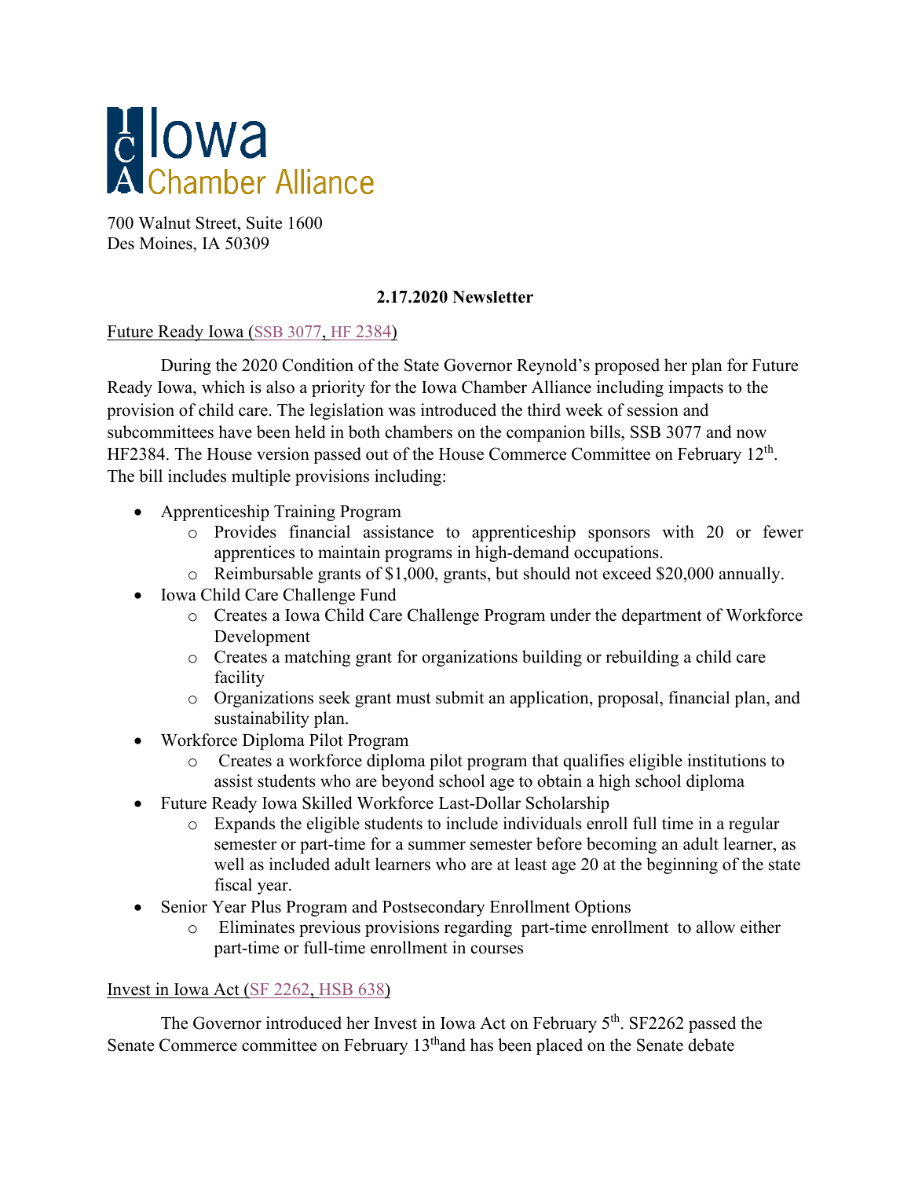**Iowa Chamber Alliance**

700 Walnut Street, Suite 1600
Des Moines, IA 50309

**2.17.2020 Newsletter**

Future Ready Iowa (SSB 3077, HF 2384)

During the 2020 Condition of the State Governor Reynold's proposed her plan for Future Ready Iowa, which is also a priority for the Iowa Chamber Alliance including impacts to the provision of child care. The legislation was introduced the third week of session and subcommittees have been held in both chambers on the companion bills, SSB 3077 and now HF2384. The House version passed out of the House Commerce Committee on February 12th. The bill includes multiple provisions including:

- Apprenticeship Training Program
  - Provides financial assistance to apprenticeship sponsors with 20 or fewer apprentices to maintain programs in high-demand occupations.
  - Reimbursable grants of $1,000, grants, but should not exceed $20,000 annually.
- Iowa Child Care Challenge Fund
  - Creates a Iowa Child Care Challenge Program under the department of Workforce Development
  - Creates a matching grant for organizations building or rebuilding a child care facility
  - Organizations seek grant must submit an application, proposal, financial plan, and sustainability plan.
- Workforce Diploma Pilot Program
  - Creates a workforce diploma pilot program that qualifies eligible institutions to assist students who are beyond school age to obtain a high school diploma
- Future Ready Iowa Skilled Workforce Last-Dollar Scholarship
  - Expands the eligible students to include individuals enroll full time in a regular semester or part-time for a summer semester before becoming an adult learner, as well as included adult learners who are at least age 20 at the beginning of the state fiscal year.
- Senior Year Plus Program and Postsecondary Enrollment Options
  - Eliminates previous provisions regarding part-time enrollment to allow either part-time or full-time enrollment in courses

Invest in Iowa Act (SF 2262, HSB 638)

The Governor introduced her Invest in Iowa Act on February 5th. SF2262 passed the Senate Commerce committee on February 13th and has been placed on the Senate debate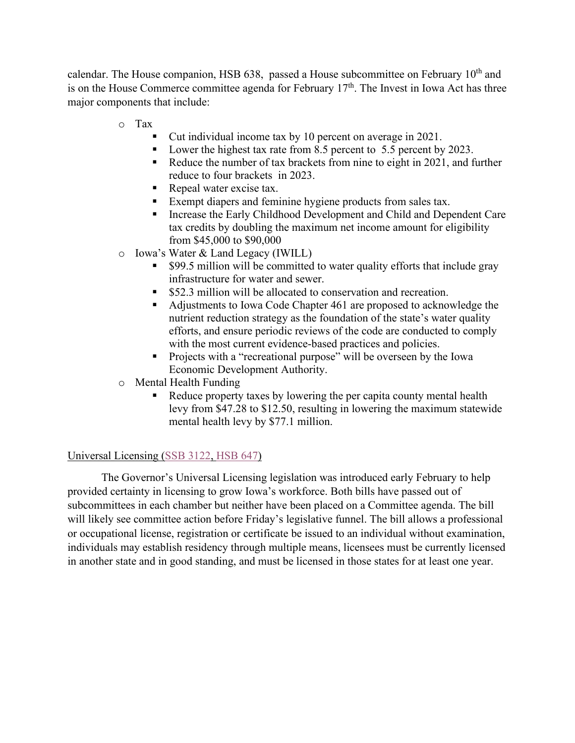calendar. The House companion, HSB 638, passed a House subcommittee on February 10th and is on the House Commerce committee agenda for February 17th. The Invest in Iowa Act has three major components that include:

- Tax
  - Cut individual income tax by 10 percent on average in 2021.
  - Lower the highest tax rate from 8.5 percent to 5.5 percent by 2023.
  - Reduce the number of tax brackets from nine to eight in 2021, and further reduce to four brackets in 2023.
  - Repeal water excise tax.
  - Exempt diapers and feminine hygiene products from sales tax.
  - Increase the Early Childhood Development and Child and Dependent Care tax credits by doubling the maximum net income amount for eligibility from $45,000 to $90,000
- Iowa's Water & Land Legacy (IWILL)
  - $99.5 million will be committed to water quality efforts that include gray infrastructure for water and sewer.
  - $52.3 million will be allocated to conservation and recreation.
  - Adjustments to Iowa Code Chapter 461 are proposed to acknowledge the nutrient reduction strategy as the foundation of the state's water quality efforts, and ensure periodic reviews of the code are conducted to comply with the most current evidence-based practices and policies.
  - Projects with a "recreational purpose" will be overseen by the Iowa Economic Development Authority.
- Mental Health Funding
  - Reduce property taxes by lowering the per capita county mental health levy from $47.28 to $12.50, resulting in lowering the maximum statewide mental health levy by $77.1 million.

Universal Licensing (SSB 3122, HSB 647)

The Governor's Universal Licensing legislation was introduced early February to help provided certainty in licensing to grow Iowa's workforce. Both bills have passed out of subcommittees in each chamber but neither have been placed on a Committee agenda. The bill will likely see committee action before Friday's legislative funnel. The bill allows a professional or occupational license, registration or certificate be issued to an individual without examination, individuals may establish residency through multiple means, licensees must be currently licensed in another state and in good standing, and must be licensed in those states for at least one year.